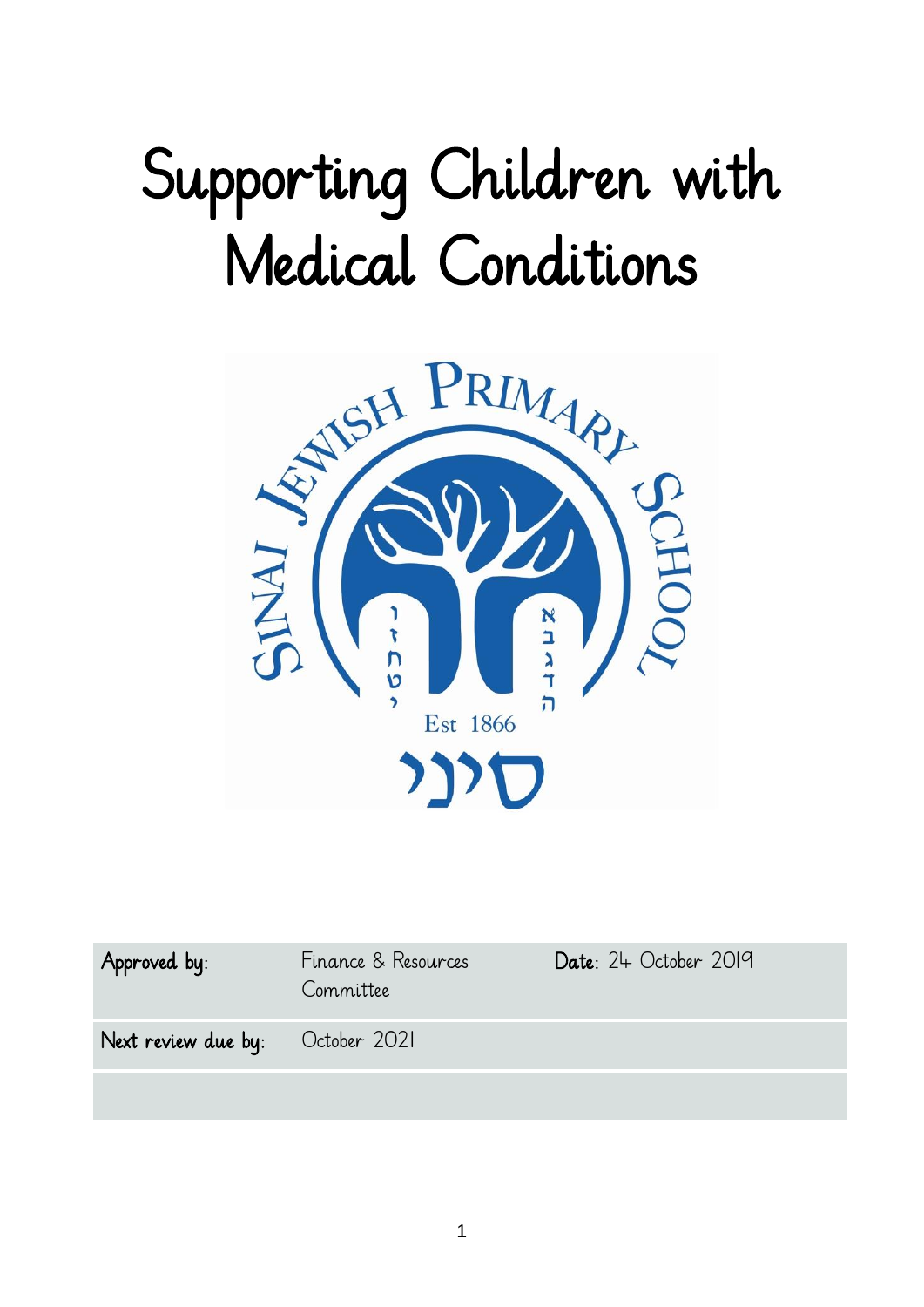# Supporting Children with Medical Conditions

SINAI JEWISH PRIMARY SCHOOL

Est 1866

סיני

| Approved by: | Finance & Resources Committee | Date: 24 October 2019 |
|---|---|---|
| Next review due by: | October 2021 | |
| | | |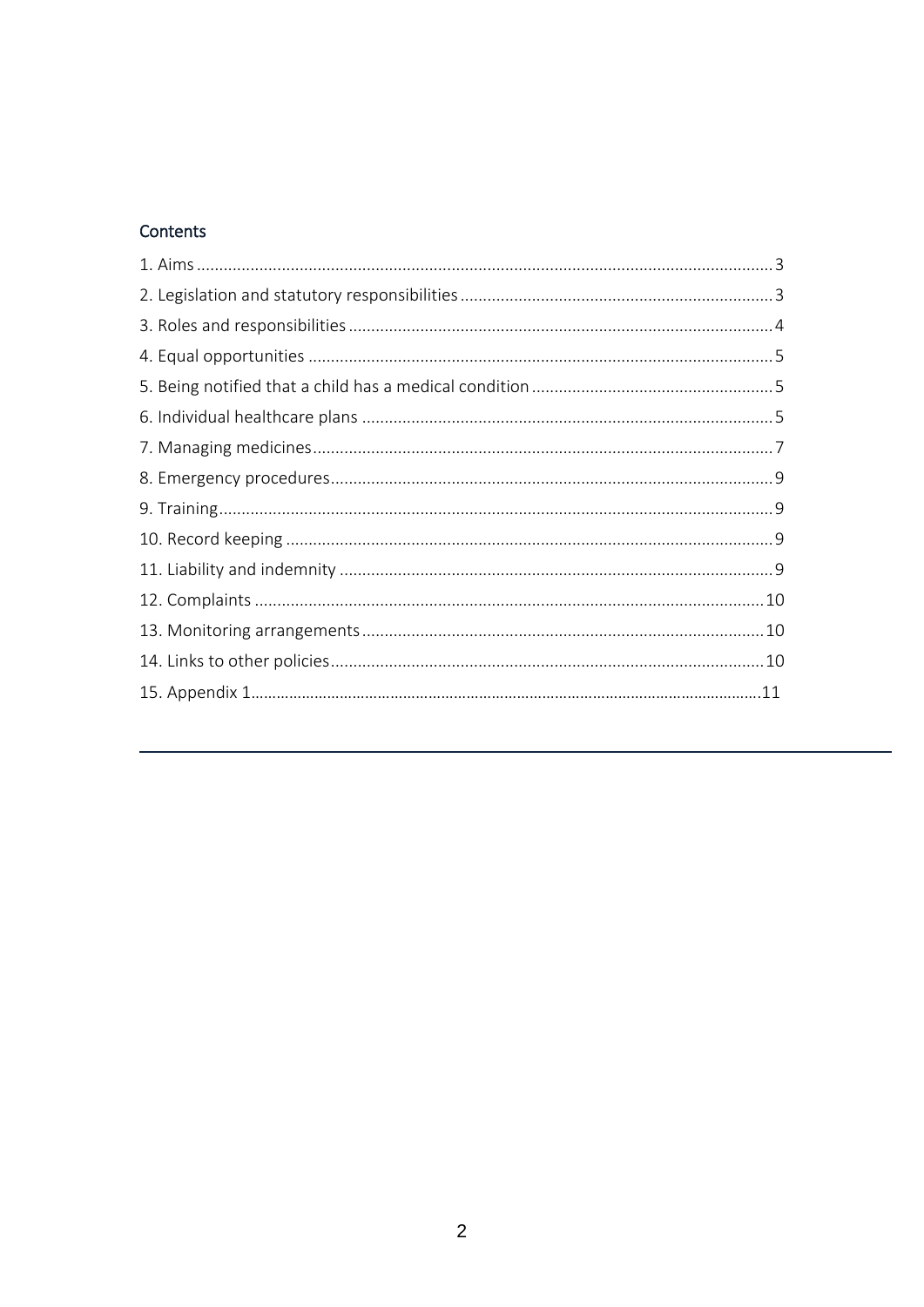## Contents

1. Aims ........ 3
2. Legislation and statutory responsibilities ........ 3
3. Roles and responsibilities ........ 4
4. Equal opportunities ........ 5
5. Being notified that a child has a medical condition ........ 5
6. Individual healthcare plans ........ 5
7. Managing medicines ........ 7
8. Emergency procedures ........ 9
9. Training ........ 9
10. Record keeping ........ 9
11. Liability and indemnity ........ 9
12. Complaints ........ 10
13. Monitoring arrangements ........ 10
14. Links to other policies ........ 10
15. Appendix 1 ........ 11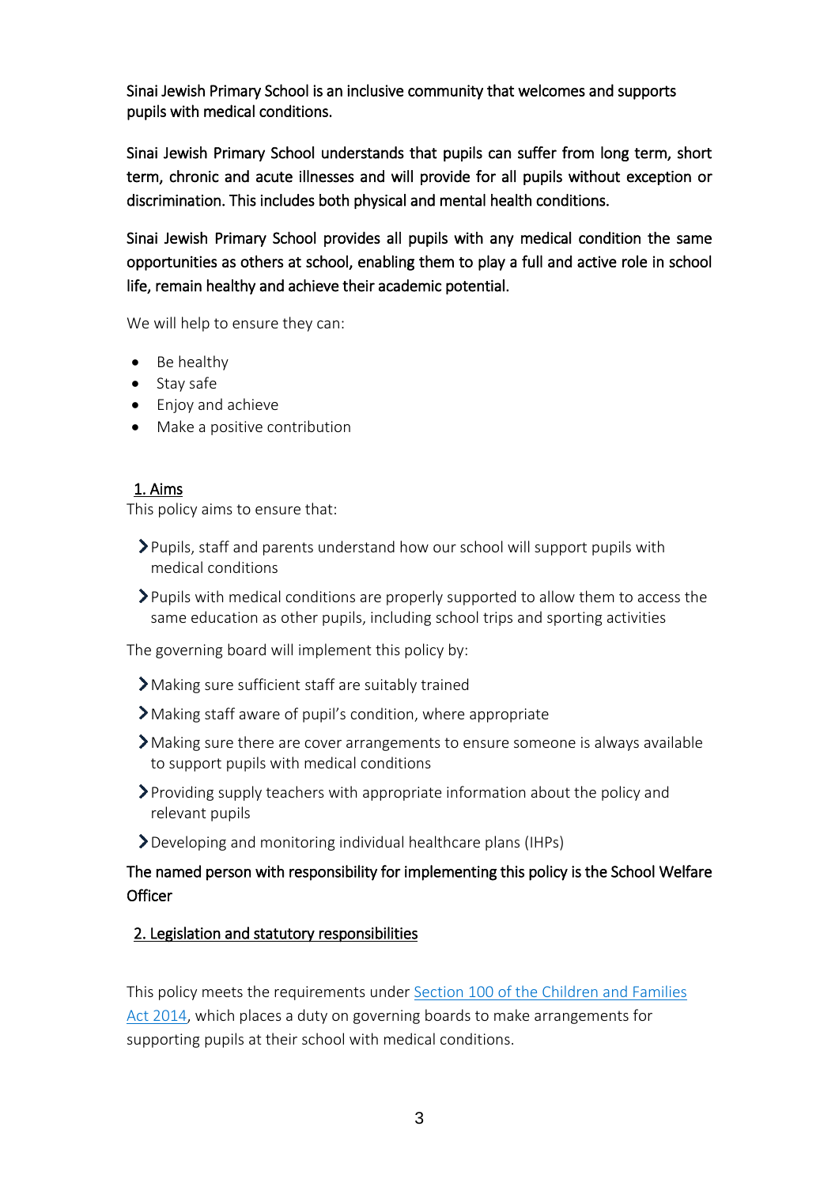Sinai Jewish Primary School is an inclusive community that welcomes and supports pupils with medical conditions.

Sinai Jewish Primary School understands that pupils can suffer from long term, short term, chronic and acute illnesses and will provide for all pupils without exception or discrimination. This includes both physical and mental health conditions.

Sinai Jewish Primary School provides all pupils with any medical condition the same opportunities as others at school, enabling them to play a full and active role in school life, remain healthy and achieve their academic potential.

We will help to ensure they can:

- Be healthy
- Stay safe
- Enjoy and achieve
- Make a positive contribution

## 1. Aims

This policy aims to ensure that:

- Pupils, staff and parents understand how our school will support pupils with medical conditions
- Pupils with medical conditions are properly supported to allow them to access the same education as other pupils, including school trips and sporting activities

The governing board will implement this policy by:

- Making sure sufficient staff are suitably trained
- Making staff aware of pupil's condition, where appropriate
- Making sure there are cover arrangements to ensure someone is always available to support pupils with medical conditions
- Providing supply teachers with appropriate information about the policy and relevant pupils
- Developing and monitoring individual healthcare plans (IHPs)

The named person with responsibility for implementing this policy is the School Welfare Officer

## 2. Legislation and statutory responsibilities

This policy meets the requirements under Section 100 of the Children and Families Act 2014, which places a duty on governing boards to make arrangements for supporting pupils at their school with medical conditions.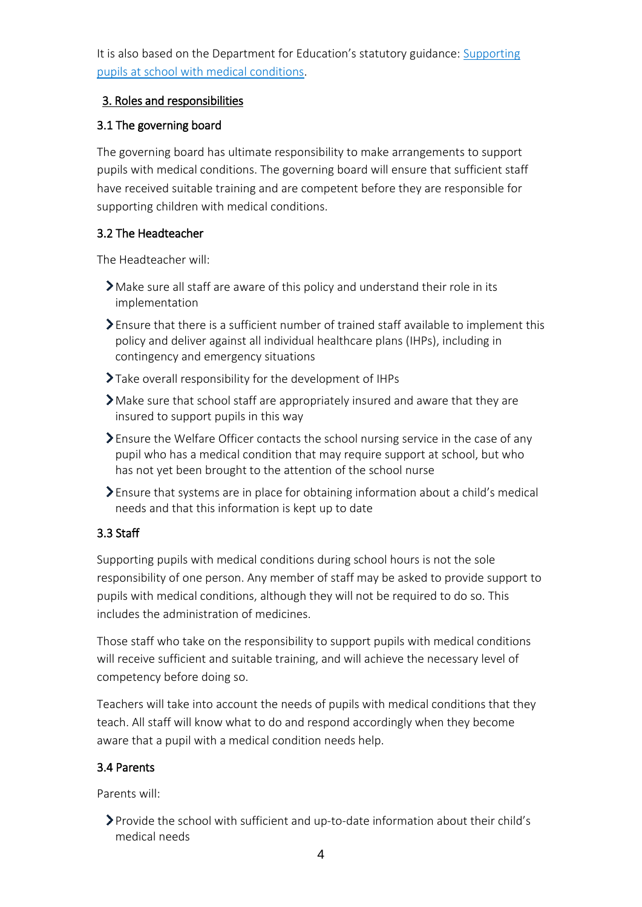It is also based on the Department for Education's statutory guidance: [Supporting pupils at school with medical conditions](Supporting pupils at school with medical conditions).

## 3. Roles and responsibilities

### 3.1 The governing board

The governing board has ultimate responsibility to make arrangements to support pupils with medical conditions. The governing board will ensure that sufficient staff have received suitable training and are competent before they are responsible for supporting children with medical conditions.

### 3.2 The Headteacher

The Headteacher will:

- Make sure all staff are aware of this policy and understand their role in its implementation
- Ensure that there is a sufficient number of trained staff available to implement this policy and deliver against all individual healthcare plans (IHPs), including in contingency and emergency situations
- Take overall responsibility for the development of IHPs
- Make sure that school staff are appropriately insured and aware that they are insured to support pupils in this way
- Ensure the Welfare Officer contacts the school nursing service in the case of any pupil who has a medical condition that may require support at school, but who has not yet been brought to the attention of the school nurse
- Ensure that systems are in place for obtaining information about a child's medical needs and that this information is kept up to date

### 3.3 Staff

Supporting pupils with medical conditions during school hours is not the sole responsibility of one person. Any member of staff may be asked to provide support to pupils with medical conditions, although they will not be required to do so. This includes the administration of medicines.

Those staff who take on the responsibility to support pupils with medical conditions will receive sufficient and suitable training, and will achieve the necessary level of competency before doing so.

Teachers will take into account the needs of pupils with medical conditions that they teach. All staff will know what to do and respond accordingly when they become aware that a pupil with a medical condition needs help.

### 3.4 Parents

Parents will:

- Provide the school with sufficient and up-to-date information about their child's medical needs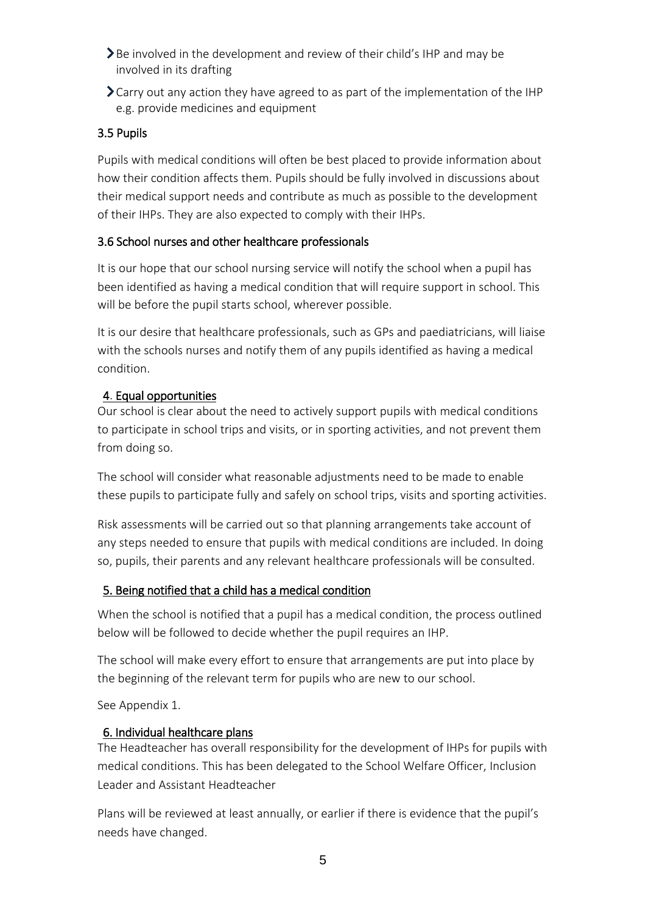- Be involved in the development and review of their child's IHP and may be involved in its drafting
- Carry out any action they have agreed to as part of the implementation of the IHP e.g. provide medicines and equipment

### 3.5 Pupils

Pupils with medical conditions will often be best placed to provide information about how their condition affects them. Pupils should be fully involved in discussions about their medical support needs and contribute as much as possible to the development of their IHPs. They are also expected to comply with their IHPs.

### 3.6 School nurses and other healthcare professionals

It is our hope that our school nursing service will notify the school when a pupil has been identified as having a medical condition that will require support in school. This will be before the pupil starts school, wherever possible.

It is our desire that healthcare professionals, such as GPs and paediatricians, will liaise with the schools nurses and notify them of any pupils identified as having a medical condition.

## 4. Equal opportunities

Our school is clear about the need to actively support pupils with medical conditions to participate in school trips and visits, or in sporting activities, and not prevent them from doing so.

The school will consider what reasonable adjustments need to be made to enable these pupils to participate fully and safely on school trips, visits and sporting activities.

Risk assessments will be carried out so that planning arrangements take account of any steps needed to ensure that pupils with medical conditions are included. In doing so, pupils, their parents and any relevant healthcare professionals will be consulted.

## 5. Being notified that a child has a medical condition

When the school is notified that a pupil has a medical condition, the process outlined below will be followed to decide whether the pupil requires an IHP.

The school will make every effort to ensure that arrangements are put into place by the beginning of the relevant term for pupils who are new to our school.

See Appendix 1.

## 6. Individual healthcare plans

The Headteacher has overall responsibility for the development of IHPs for pupils with medical conditions. This has been delegated to the School Welfare Officer, Inclusion Leader and Assistant Headteacher

Plans will be reviewed at least annually, or earlier if there is evidence that the pupil's needs have changed.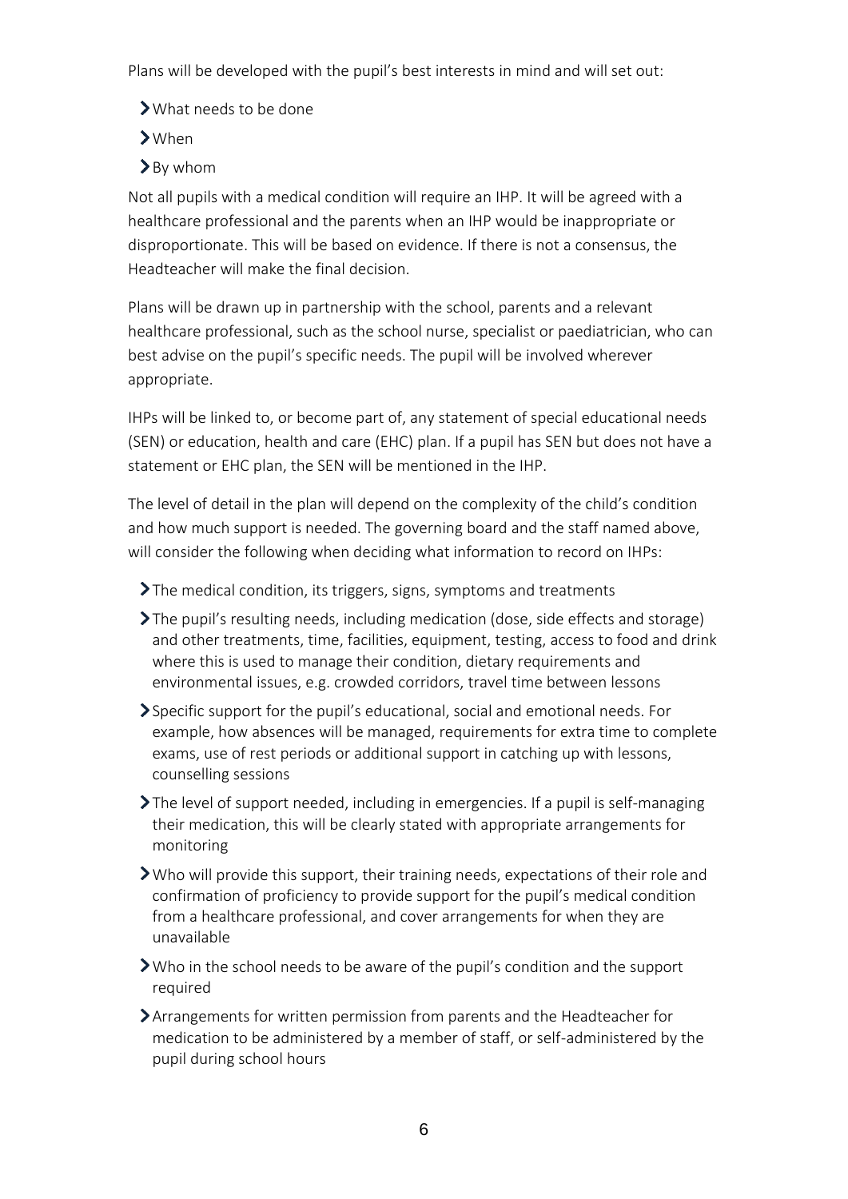Plans will be developed with the pupil's best interests in mind and will set out:

- What needs to be done
- When
- By whom

Not all pupils with a medical condition will require an IHP. It will be agreed with a healthcare professional and the parents when an IHP would be inappropriate or disproportionate. This will be based on evidence. If there is not a consensus, the Headteacher will make the final decision.

Plans will be drawn up in partnership with the school, parents and a relevant healthcare professional, such as the school nurse, specialist or paediatrician, who can best advise on the pupil's specific needs. The pupil will be involved wherever appropriate.

IHPs will be linked to, or become part of, any statement of special educational needs (SEN) or education, health and care (EHC) plan. If a pupil has SEN but does not have a statement or EHC plan, the SEN will be mentioned in the IHP.

The level of detail in the plan will depend on the complexity of the child's condition and how much support is needed. The governing board and the staff named above, will consider the following when deciding what information to record on IHPs:

- The medical condition, its triggers, signs, symptoms and treatments
- The pupil's resulting needs, including medication (dose, side effects and storage) and other treatments, time, facilities, equipment, testing, access to food and drink where this is used to manage their condition, dietary requirements and environmental issues, e.g. crowded corridors, travel time between lessons
- Specific support for the pupil's educational, social and emotional needs. For example, how absences will be managed, requirements for extra time to complete exams, use of rest periods or additional support in catching up with lessons, counselling sessions
- The level of support needed, including in emergencies. If a pupil is self-managing their medication, this will be clearly stated with appropriate arrangements for monitoring
- Who will provide this support, their training needs, expectations of their role and confirmation of proficiency to provide support for the pupil's medical condition from a healthcare professional, and cover arrangements for when they are unavailable
- Who in the school needs to be aware of the pupil's condition and the support required
- Arrangements for written permission from parents and the Headteacher for medication to be administered by a member of staff, or self-administered by the pupil during school hours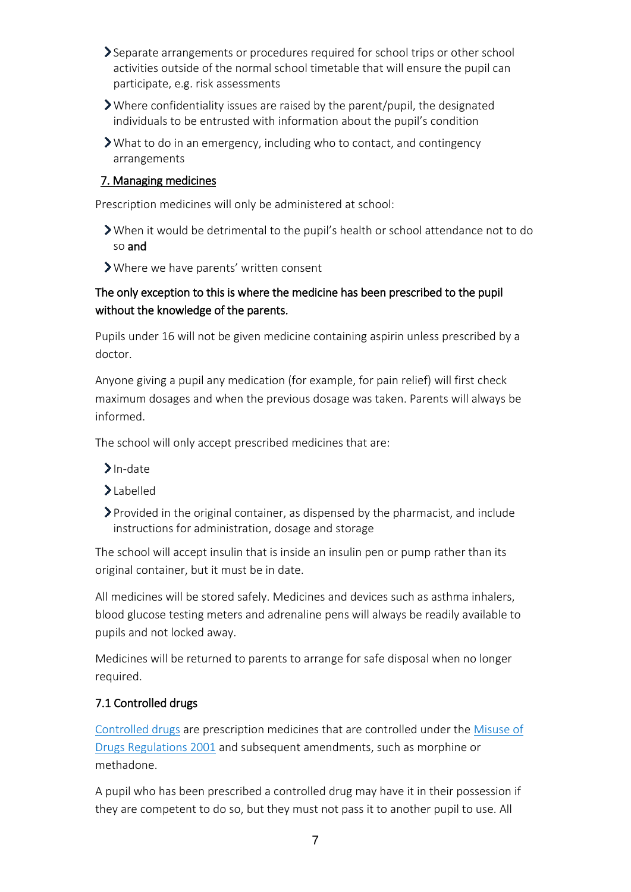- Separate arrangements or procedures required for school trips or other school activities outside of the normal school timetable that will ensure the pupil can participate, e.g. risk assessments
- Where confidentiality issues are raised by the parent/pupil, the designated individuals to be entrusted with information about the pupil's condition
- What to do in an emergency, including who to contact, and contingency arrangements

## 7. Managing medicines

Prescription medicines will only be administered at school:

- When it would be detrimental to the pupil's health or school attendance not to do so **and**
- Where we have parents' written consent

**The only exception to this is where the medicine has been prescribed to the pupil without the knowledge of the parents.**

Pupils under 16 will not be given medicine containing aspirin unless prescribed by a doctor.

Anyone giving a pupil any medication (for example, for pain relief) will first check maximum dosages and when the previous dosage was taken. Parents will always be informed.

The school will only accept prescribed medicines that are:

- In-date
- Labelled
- Provided in the original container, as dispensed by the pharmacist, and include instructions for administration, dosage and storage

The school will accept insulin that is inside an insulin pen or pump rather than its original container, but it must be in date.

All medicines will be stored safely. Medicines and devices such as asthma inhalers, blood glucose testing meters and adrenaline pens will always be readily available to pupils and not locked away.

Medicines will be returned to parents to arrange for safe disposal when no longer required.

### 7.1 Controlled drugs

Controlled drugs are prescription medicines that are controlled under the Misuse of Drugs Regulations 2001 and subsequent amendments, such as morphine or methadone.

A pupil who has been prescribed a controlled drug may have it in their possession if they are competent to do so, but they must not pass it to another pupil to use. All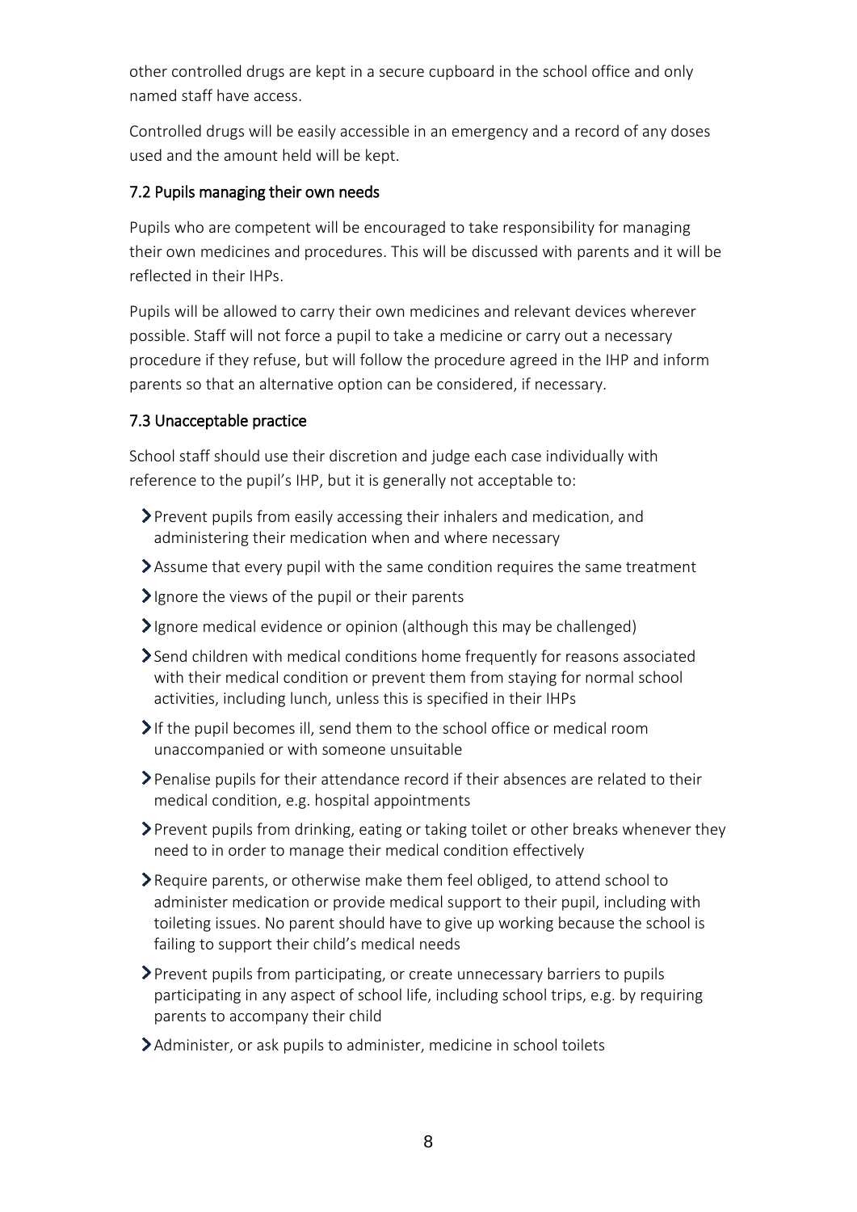other controlled drugs are kept in a secure cupboard in the school office and only named staff have access.

Controlled drugs will be easily accessible in an emergency and a record of any doses used and the amount held will be kept.

### 7.2 Pupils managing their own needs

Pupils who are competent will be encouraged to take responsibility for managing their own medicines and procedures. This will be discussed with parents and it will be reflected in their IHPs.

Pupils will be allowed to carry their own medicines and relevant devices wherever possible. Staff will not force a pupil to take a medicine or carry out a necessary procedure if they refuse, but will follow the procedure agreed in the IHP and inform parents so that an alternative option can be considered, if necessary.

### 7.3 Unacceptable practice

School staff should use their discretion and judge each case individually with reference to the pupil's IHP, but it is generally not acceptable to:

- Prevent pupils from easily accessing their inhalers and medication, and administering their medication when and where necessary
- Assume that every pupil with the same condition requires the same treatment
- Ignore the views of the pupil or their parents
- Ignore medical evidence or opinion (although this may be challenged)
- Send children with medical conditions home frequently for reasons associated with their medical condition or prevent them from staying for normal school activities, including lunch, unless this is specified in their IHPs
- If the pupil becomes ill, send them to the school office or medical room unaccompanied or with someone unsuitable
- Penalise pupils for their attendance record if their absences are related to their medical condition, e.g. hospital appointments
- Prevent pupils from drinking, eating or taking toilet or other breaks whenever they need to in order to manage their medical condition effectively
- Require parents, or otherwise make them feel obliged, to attend school to administer medication or provide medical support to their pupil, including with toileting issues. No parent should have to give up working because the school is failing to support their child's medical needs
- Prevent pupils from participating, or create unnecessary barriers to pupils participating in any aspect of school life, including school trips, e.g. by requiring parents to accompany their child
- Administer, or ask pupils to administer, medicine in school toilets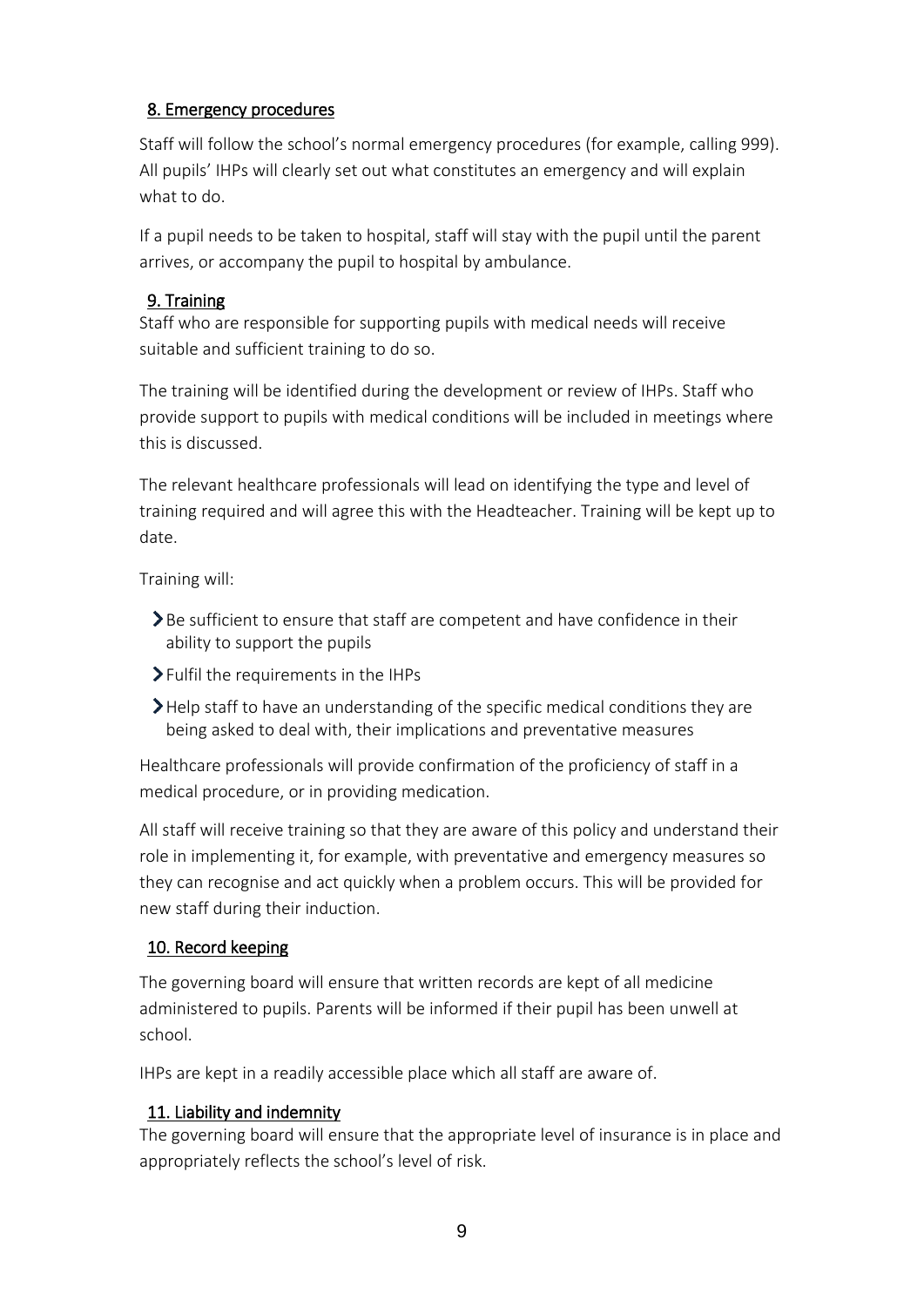## 8. Emergency procedures

Staff will follow the school's normal emergency procedures (for example, calling 999). All pupils' IHPs will clearly set out what constitutes an emergency and will explain what to do.

If a pupil needs to be taken to hospital, staff will stay with the pupil until the parent arrives, or accompany the pupil to hospital by ambulance.

## 9. Training

Staff who are responsible for supporting pupils with medical needs will receive suitable and sufficient training to do so.

The training will be identified during the development or review of IHPs. Staff who provide support to pupils with medical conditions will be included in meetings where this is discussed.

The relevant healthcare professionals will lead on identifying the type and level of training required and will agree this with the Headteacher. Training will be kept up to date.

Training will:

- Be sufficient to ensure that staff are competent and have confidence in their ability to support the pupils
- Fulfil the requirements in the IHPs
- Help staff to have an understanding of the specific medical conditions they are being asked to deal with, their implications and preventative measures

Healthcare professionals will provide confirmation of the proficiency of staff in a medical procedure, or in providing medication.

All staff will receive training so that they are aware of this policy and understand their role in implementing it, for example, with preventative and emergency measures so they can recognise and act quickly when a problem occurs. This will be provided for new staff during their induction.

## 10. Record keeping

The governing board will ensure that written records are kept of all medicine administered to pupils. Parents will be informed if their pupil has been unwell at school.

IHPs are kept in a readily accessible place which all staff are aware of.

## 11. Liability and indemnity

The governing board will ensure that the appropriate level of insurance is in place and appropriately reflects the school's level of risk.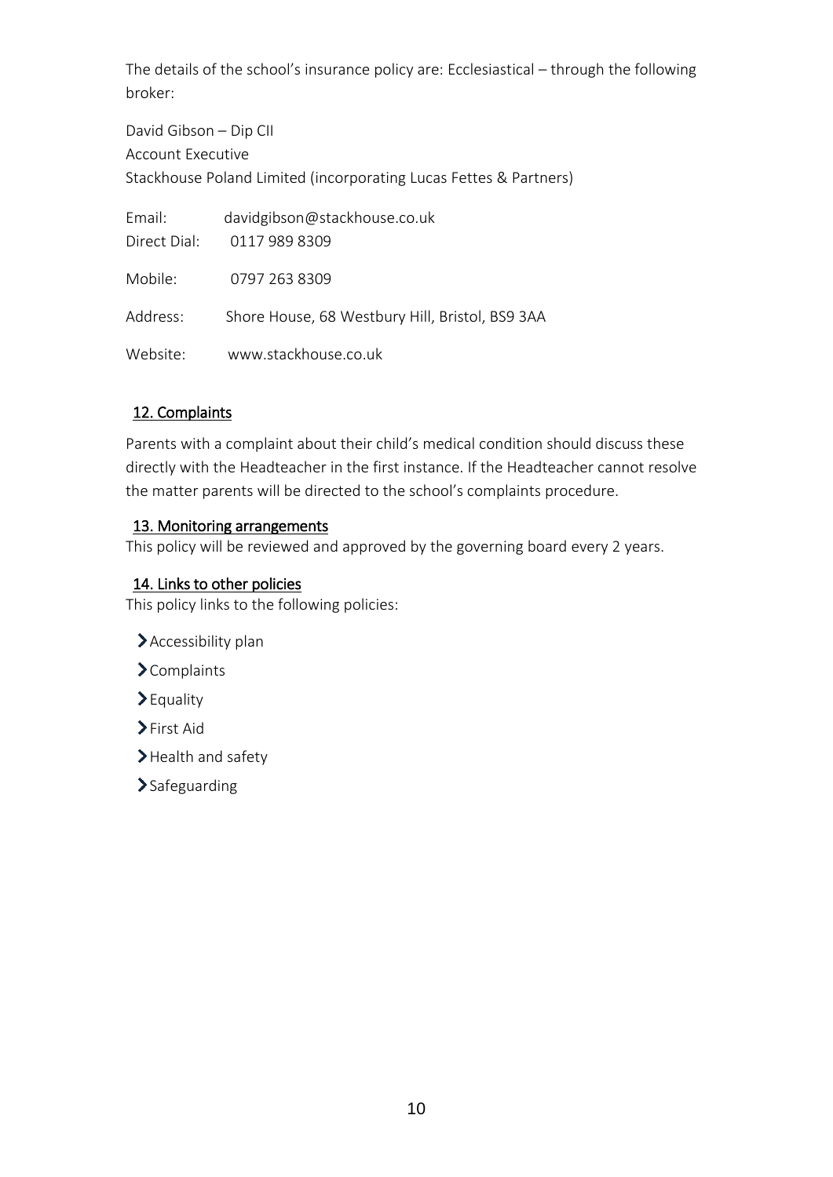The details of the school's insurance policy are: Ecclesiastical – through the following broker:

David Gibson – Dip CII
Account Executive
Stackhouse Poland Limited (incorporating Lucas Fettes & Partners)

Email: davidgibson@stackhouse.co.uk
Direct Dial: 0117 989 8309

Mobile: 0797 263 8309

Address: Shore House, 68 Westbury Hill, Bristol, BS9 3AA

Website: www.stackhouse.co.uk

## 12. Complaints

Parents with a complaint about their child's medical condition should discuss these directly with the Headteacher in the first instance. If the Headteacher cannot resolve the matter parents will be directed to the school's complaints procedure.

## 13. Monitoring arrangements

This policy will be reviewed and approved by the governing board every 2 years.

## 14. Links to other policies

This policy links to the following policies:

- Accessibility plan
- Complaints
- Equality
- First Aid
- Health and safety
- Safeguarding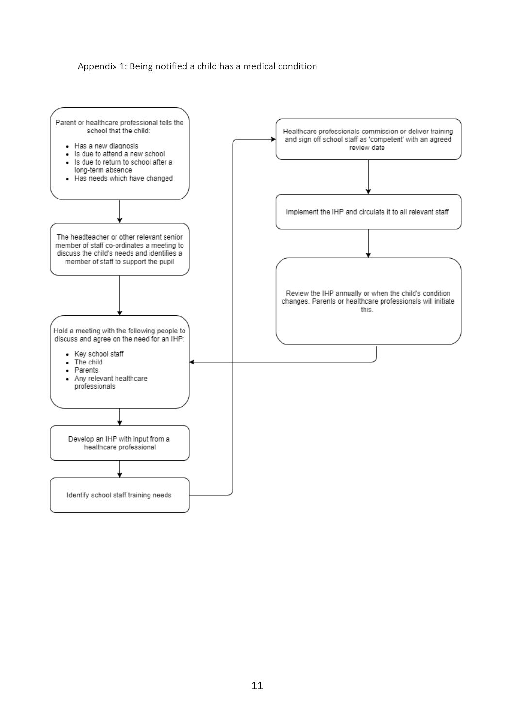Appendix 1: Being notified a child has a medical condition

Parent or healthcare professional tells the school that the child:

- Has a new diagnosis
- Is due to attend a new school
- Is due to return to school after a long-term absence
- Has needs which have changed

The headteacher or other relevant senior member of staff co-ordinates a meeting to discuss the child's needs and identifies a member of staff to support the pupil

Hold a meeting with the following people to discuss and agree on the need for an IHP:

- Key school staff
- The child
- Parents
- Any relevant healthcare professionals

Develop an IHP with input from a healthcare professional

Identify school staff training needs

Healthcare professionals commission or deliver training and sign off school staff as 'competent' with an agreed review date

Implement the IHP and circulate it to all relevant staff

Review the IHP annually or when the child's condition changes. Parents or healthcare professionals will initiate this.